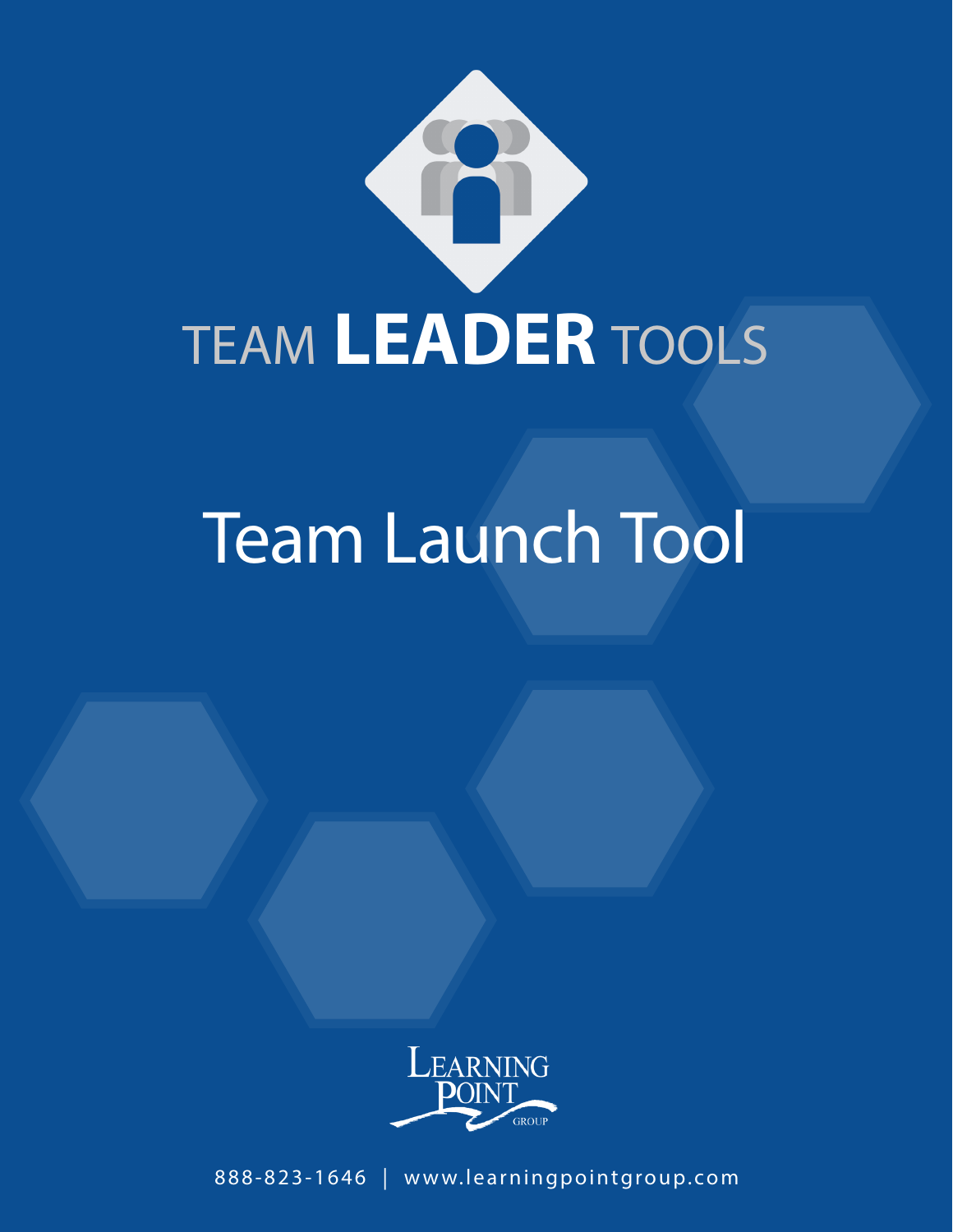# TEAM **LEADER** TOOLS

# Team Launch Tool

LEARNING POINT GROUP

888-823-1646 | www.learningpointgroup.com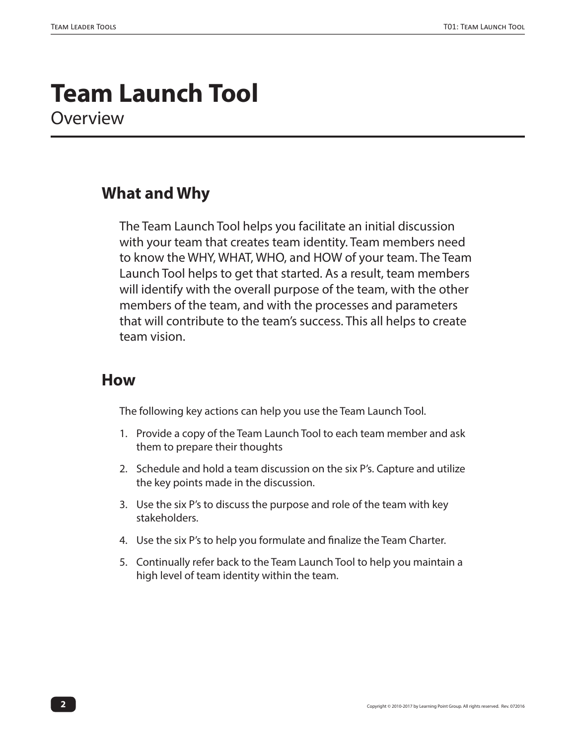# Team Launch Tool

Overview

## What and Why

The Team Launch Tool helps you facilitate an initial discussion with your team that creates team identity. Team members need to know the WHY, WHAT, WHO, and HOW of your team. The Team Launch Tool helps to get that started. As a result, team members will identify with the overall purpose of the team, with the other members of the team, and with the processes and parameters that will contribute to the team's success. This all helps to create team vision.

## How

The following key actions can help you use the Team Launch Tool.

1. Provide a copy of the Team Launch Tool to each team member and ask them to prepare their thoughts
2. Schedule and hold a team discussion on the six P's. Capture and utilize the key points made in the discussion.
3. Use the six P's to discuss the purpose and role of the team with key stakeholders.
4. Use the six P's to help you formulate and finalize the Team Charter.
5. Continually refer back to the Team Launch Tool to help you maintain a high level of team identity within the team.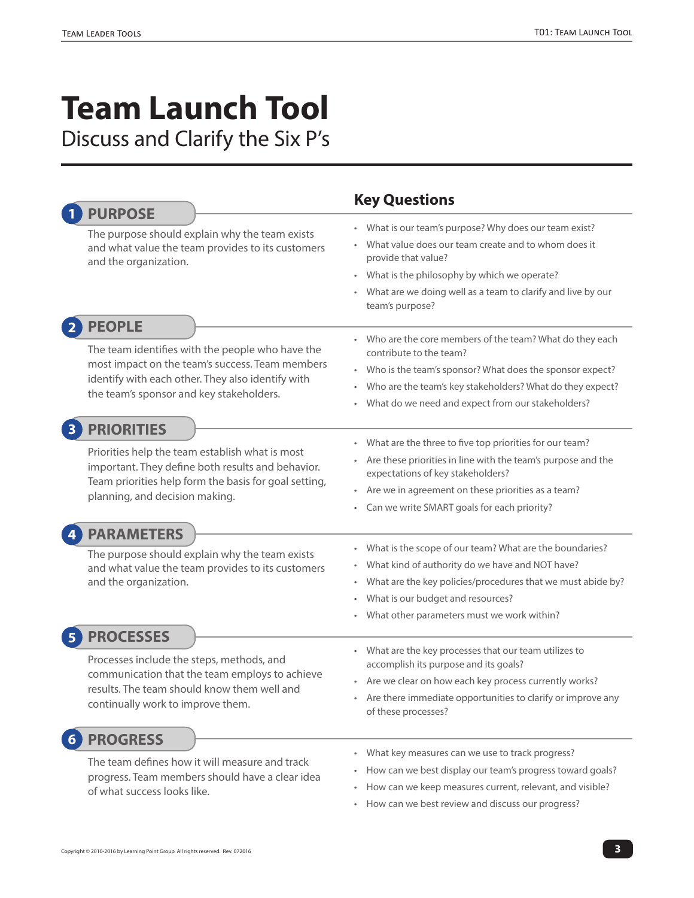# Team Launch Tool

## Discuss and Clarify the Six P's

### Key Questions

## 1 PURPOSE

The purpose should explain why the team exists and what value the team provides to its customers and the organization.

- What is our team's purpose? Why does our team exist?
- What value does our team create and to whom does it provide that value?
- What is the philosophy by which we operate?
- What are we doing well as a team to clarify and live by our team's purpose?

## 2 PEOPLE

The team identifies with the people who have the most impact on the team's success. Team members identify with each other. They also identify with the team's sponsor and key stakeholders.

- Who are the core members of the team? What do they each contribute to the team?
- Who is the team's sponsor? What does the sponsor expect?
- Who are the team's key stakeholders? What do they expect?
- What do we need and expect from our stakeholders?

## 3 PRIORITIES

Priorities help the team establish what is most important. They define both results and behavior. Team priorities help form the basis for goal setting, planning, and decision making.

- What are the three to five top priorities for our team?
- Are these priorities in line with the team's purpose and the expectations of key stakeholders?
- Are we in agreement on these priorities as a team?
- Can we write SMART goals for each priority?

## 4 PARAMETERS

The purpose should explain why the team exists and what value the team provides to its customers and the organization.

- What is the scope of our team? What are the boundaries?
- What kind of authority do we have and NOT have?
- What are the key policies/procedures that we must abide by?
- What is our budget and resources?
- What other parameters must we work within?

## 5 PROCESSES

Processes include the steps, methods, and communication that the team employs to achieve results. The team should know them well and continually work to improve them.

- What are the key processes that our team utilizes to accomplish its purpose and its goals?
- Are we clear on how each key process currently works?
- Are there immediate opportunities to clarify or improve any of these processes?

## 6 PROGRESS

The team defines how it will measure and track progress. Team members should have a clear idea of what success looks like.

- What key measures can we use to track progress?
- How can we best display our team's progress toward goals?
- How can we keep measures current, relevant, and visible?
- How can we best review and discuss our progress?

Copyright © 2010-2016 by Learning Point Group. All rights reserved. Rev. 072016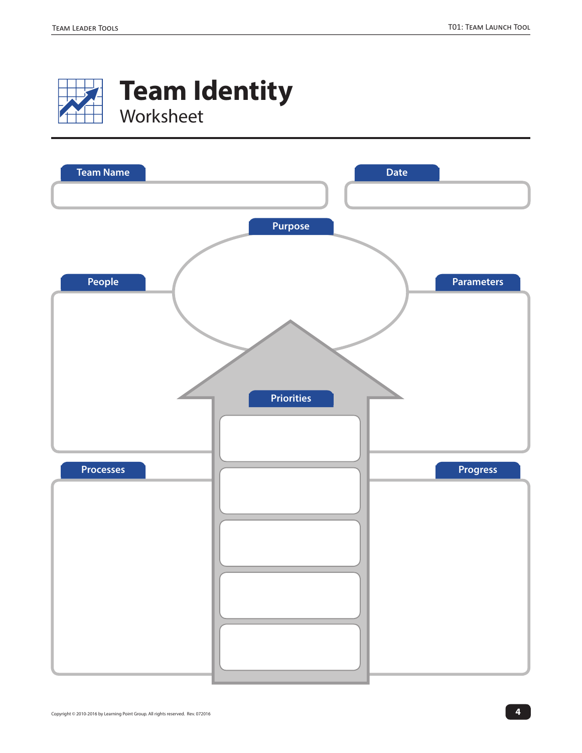# Team Identity

## Worksheet

**Team Name**

**Date**

**Purpose**

**People**

**Parameters**

**Priorities**

**Processes**

**Progress**

Copyright © 2010-2016 by Learning Point Group. All rights reserved. Rev. 072016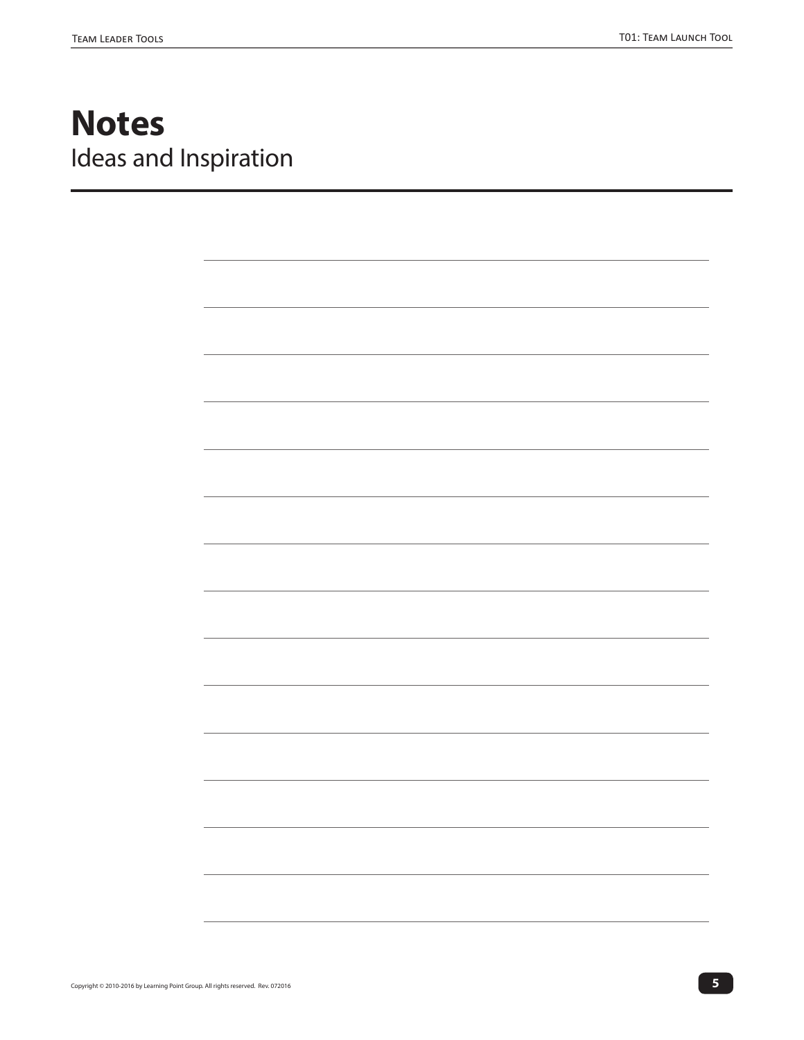# Notes

Ideas and Inspiration

Copyright © 2010-2016 by Learning Point Group. All rights reserved. Rev. 072016